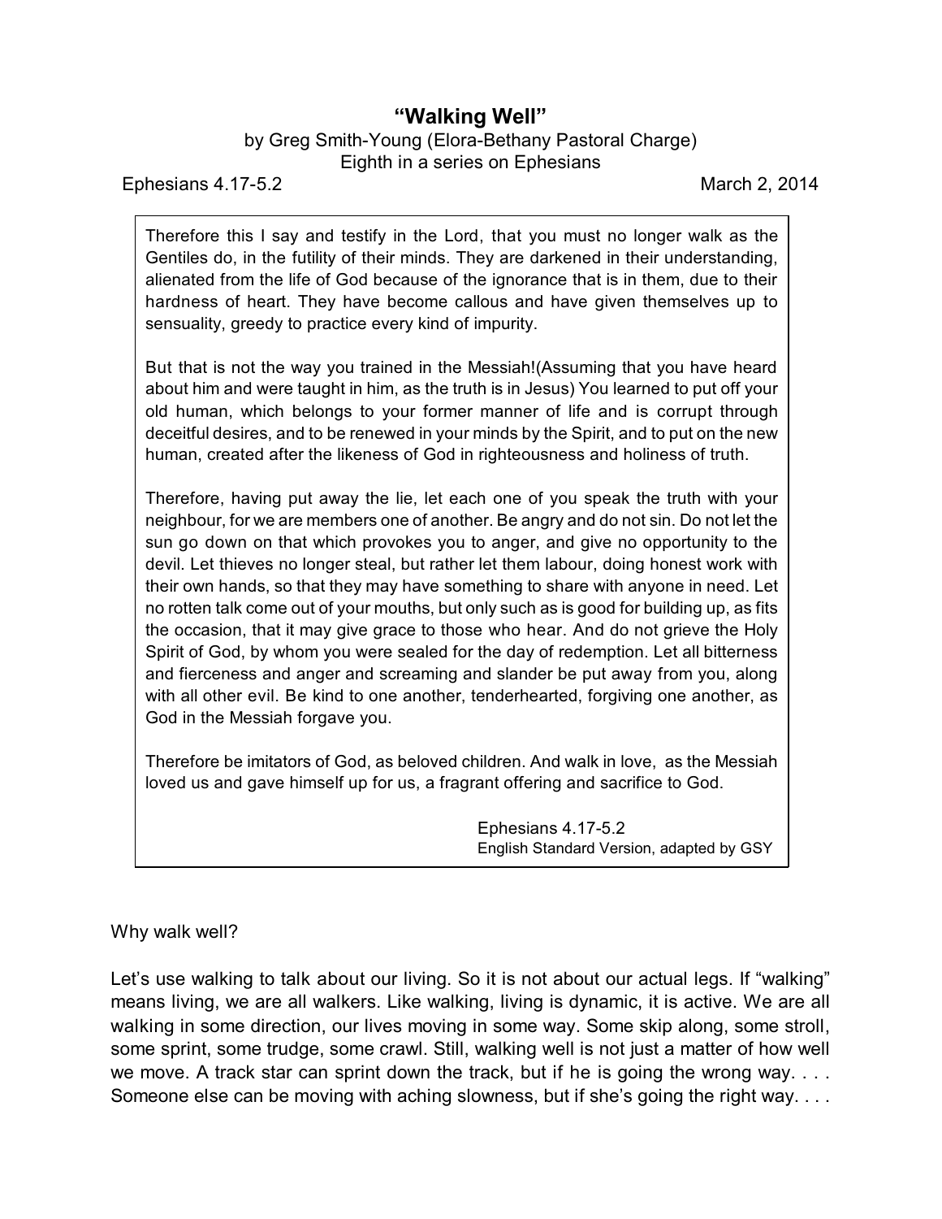# "Walking Well"

by Greg Smith-Young (Elora-Bethany Pastoral Charge)
Eighth in a series on Ephesians

Ephesians 4.17-5.2 March 2, 2014

> Therefore this I say and testify in the Lord, that you must no longer walk as the Gentiles do, in the futility of their minds. They are darkened in their understanding, alienated from the life of God because of the ignorance that is in them, due to their hardness of heart. They have become callous and have given themselves up to sensuality, greedy to practice every kind of impurity.
>
> But that is not the way you trained in the Messiah!(Assuming that you have heard about him and were taught in him, as the truth is in Jesus) You learned to put off your old human, which belongs to your former manner of life and is corrupt through deceitful desires, and to be renewed in your minds by the Spirit, and to put on the new human, created after the likeness of God in righteousness and holiness of truth.
>
> Therefore, having put away the lie, let each one of you speak the truth with your neighbour, for we are members one of another. Be angry and do not sin. Do not let the sun go down on that which provokes you to anger, and give no opportunity to the devil. Let thieves no longer steal, but rather let them labour, doing honest work with their own hands, so that they may have something to share with anyone in need. Let no rotten talk come out of your mouths, but only such as is good for building up, as fits the occasion, that it may give grace to those who hear. And do not grieve the Holy Spirit of God, by whom you were sealed for the day of redemption. Let all bitterness and fierceness and anger and screaming and slander be put away from you, along with all other evil. Be kind to one another, tenderhearted, forgiving one another, as God in the Messiah forgave you.
>
> Therefore be imitators of God, as beloved children. And walk in love, as the Messiah loved us and gave himself up for us, a fragrant offering and sacrifice to God.
>
> Ephesians 4.17-5.2
> English Standard Version, adapted by GSY

Why walk well?

Let's use walking to talk about our living. So it is not about our actual legs. If "walking" means living, we are all walkers. Like walking, living is dynamic, it is active. We are all walking in some direction, our lives moving in some way. Some skip along, some stroll, some sprint, some trudge, some crawl. Still, walking well is not just a matter of how well we move. A track star can sprint down the track, but if he is going the wrong way. . . . Someone else can be moving with aching slowness, but if she's going the right way. . . .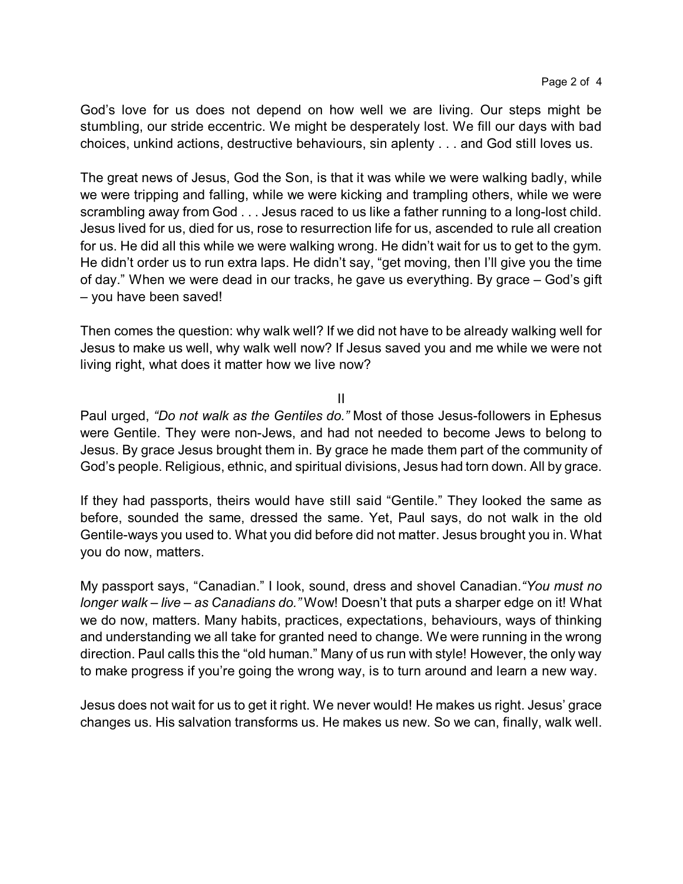God's love for us does not depend on how well we are living. Our steps might be stumbling, our stride eccentric. We might be desperately lost. We fill our days with bad choices, unkind actions, destructive behaviours, sin aplenty . . . and God still loves us.

The great news of Jesus, God the Son, is that it was while we were walking badly, while we were tripping and falling, while we were kicking and trampling others, while we were scrambling away from God . . . Jesus raced to us like a father running to a long-lost child. Jesus lived for us, died for us, rose to resurrection life for us, ascended to rule all creation for us. He did all this while we were walking wrong. He didn't wait for us to get to the gym. He didn't order us to run extra laps. He didn't say, "get moving, then I'll give you the time of day." When we were dead in our tracks, he gave us everything. By grace – God's gift – you have been saved!

Then comes the question: why walk well? If we did not have to be already walking well for Jesus to make us well, why walk well now? If Jesus saved you and me while we were not living right, what does it matter how we live now?

II

Paul urged, *"Do not walk as the Gentiles do."* Most of those Jesus-followers in Ephesus were Gentile. They were non-Jews, and had not needed to become Jews to belong to Jesus. By grace Jesus brought them in. By grace he made them part of the community of God's people. Religious, ethnic, and spiritual divisions, Jesus had torn down. All by grace.

If they had passports, theirs would have still said "Gentile." They looked the same as before, sounded the same, dressed the same. Yet, Paul says, do not walk in the old Gentile-ways you used to. What you did before did not matter. Jesus brought you in. What you do now, matters.

My passport says, "Canadian." I look, sound, dress and shovel Canadian.*"You must no longer walk – live – as Canadians do."* Wow! Doesn't that puts a sharper edge on it! What we do now, matters. Many habits, practices, expectations, behaviours, ways of thinking and understanding we all take for granted need to change. We were running in the wrong direction. Paul calls this the "old human." Many of us run with style! However, the only way to make progress if you're going the wrong way, is to turn around and learn a new way.

Jesus does not wait for us to get it right. We never would! He makes us right. Jesus' grace changes us. His salvation transforms us. He makes us new. So we can, finally, walk well.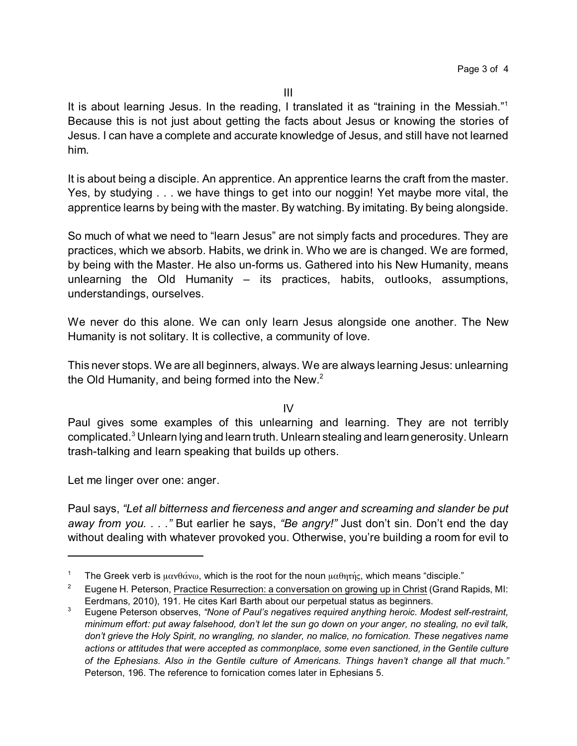III

It is about learning Jesus. In the reading, I translated it as "training in the Messiah."[1] Because this is not just about getting the facts about Jesus or knowing the stories of Jesus. I can have a complete and accurate knowledge of Jesus, and still have not learned him.

It is about being a disciple. An apprentice. An apprentice learns the craft from the master. Yes, by studying . . . we have things to get into our noggin! Yet maybe more vital, the apprentice learns by being with the master. By watching. By imitating. By being alongside.

So much of what we need to "learn Jesus" are not simply facts and procedures. They are practices, which we absorb. Habits, we drink in. Who we are is changed. We are formed, by being with the Master. He also un-forms us. Gathered into his New Humanity, means unlearning the Old Humanity – its practices, habits, outlooks, assumptions, understandings, ourselves.

We never do this alone. We can only learn Jesus alongside one another. The New Humanity is not solitary. It is collective, a community of love.

This never stops. We are all beginners, always. We are always learning Jesus: unlearning the Old Humanity, and being formed into the New.[2]

IV

Paul gives some examples of this unlearning and learning. They are not terribly complicated.[3] Unlearn lying and learn truth. Unlearn stealing and learn generosity. Unlearn trash-talking and learn speaking that builds up others.

Let me linger over one: anger.

Paul says, *"Let all bitterness and fierceness and anger and screaming and slander be put away from you. . . ."* But earlier he says, *"Be angry!"* Just don't sin. Don't end the day without dealing with whatever provoked you. Otherwise, you're building a room for evil to

---

[1] The Greek verb is μανθάνω, which is the root for the noun μαθητής, which means "disciple."

[2] Eugene H. Peterson, Practice Resurrection: a conversation on growing up in Christ (Grand Rapids, MI: Eerdmans, 2010), 191. He cites Karl Barth about our perpetual status as beginners.

[3] Eugene Peterson observes, *"None of Paul's negatives required anything heroic. Modest self-restraint, minimum effort: put away falsehood, don't let the sun go down on your anger, no stealing, no evil talk, don't grieve the Holy Spirit, no wrangling, no slander, no malice, no fornication. These negatives name actions or attitudes that were accepted as commonplace, some even sanctioned, in the Gentile culture of the Ephesians. Also in the Gentile culture of Americans. Things haven't change all that much."* Peterson, 196. The reference to fornication comes later in Ephesians 5.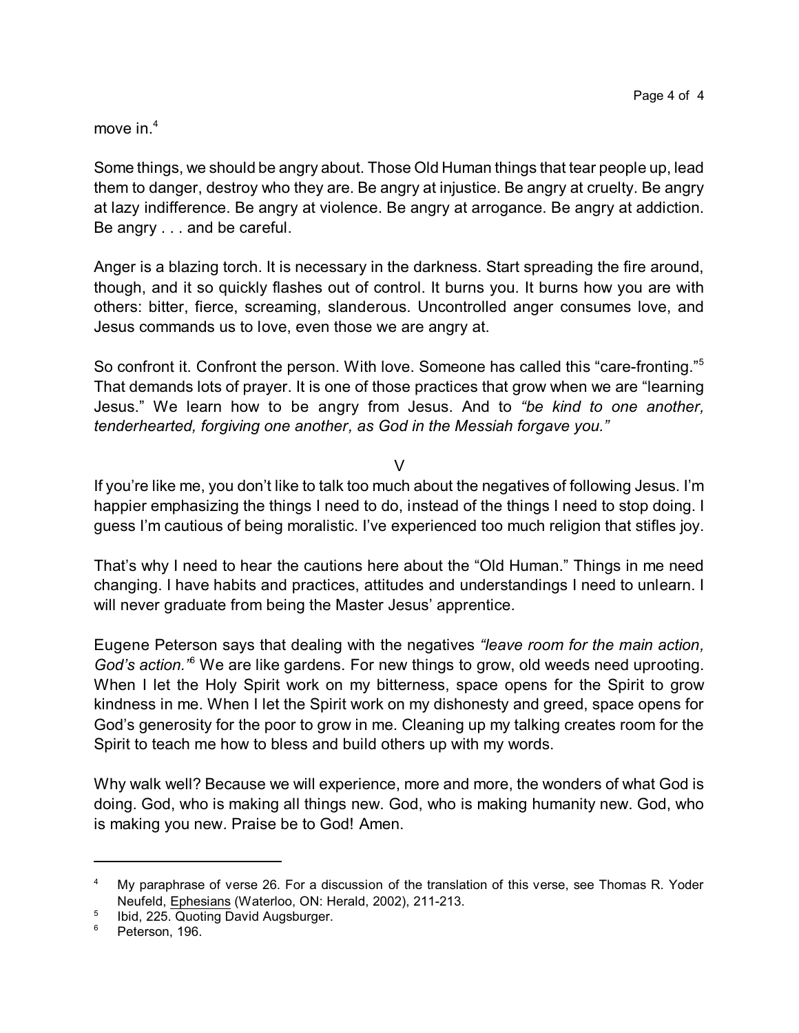move in.[4]

Some things, we should be angry about. Those Old Human things that tear people up, lead them to danger, destroy who they are. Be angry at injustice. Be angry at cruelty. Be angry at lazy indifference. Be angry at violence. Be angry at arrogance. Be angry at addiction. Be angry . . . and be careful.

Anger is a blazing torch. It is necessary in the darkness. Start spreading the fire around, though, and it so quickly flashes out of control. It burns you. It burns how you are with others: bitter, fierce, screaming, slanderous. Uncontrolled anger consumes love, and Jesus commands us to love, even those we are angry at.

So confront it. Confront the person. With love. Someone has called this "care-fronting."[5] That demands lots of prayer. It is one of those practices that grow when we are "learning Jesus." We learn how to be angry from Jesus. And to *"be kind to one another, tenderhearted, forgiving one another, as God in the Messiah forgave you."*

## V

If you're like me, you don't like to talk too much about the negatives of following Jesus. I'm happier emphasizing the things I need to do, instead of the things I need to stop doing. I guess I'm cautious of being moralistic. I've experienced too much religion that stifles joy.

That's why I need to hear the cautions here about the "Old Human." Things in me need changing. I have habits and practices, attitudes and understandings I need to unlearn. I will never graduate from being the Master Jesus' apprentice.

Eugene Peterson says that dealing with the negatives *"leave room for the main action, God's action."*[6] We are like gardens. For new things to grow, old weeds need uprooting. When I let the Holy Spirit work on my bitterness, space opens for the Spirit to grow kindness in me. When I let the Spirit work on my dishonesty and greed, space opens for God's generosity for the poor to grow in me. Cleaning up my talking creates room for the Spirit to teach me how to bless and build others up with my words.

Why walk well? Because we will experience, more and more, the wonders of what God is doing. God, who is making all things new. God, who is making humanity new. God, who is making you new. Praise be to God! Amen.

---

[4] My paraphrase of verse 26. For a discussion of the translation of this verse, see Thomas R. Yoder Neufeld, Ephesians (Waterloo, ON: Herald, 2002), 211-213.

[5] Ibid, 225. Quoting David Augsburger.

[6] Peterson, 196.